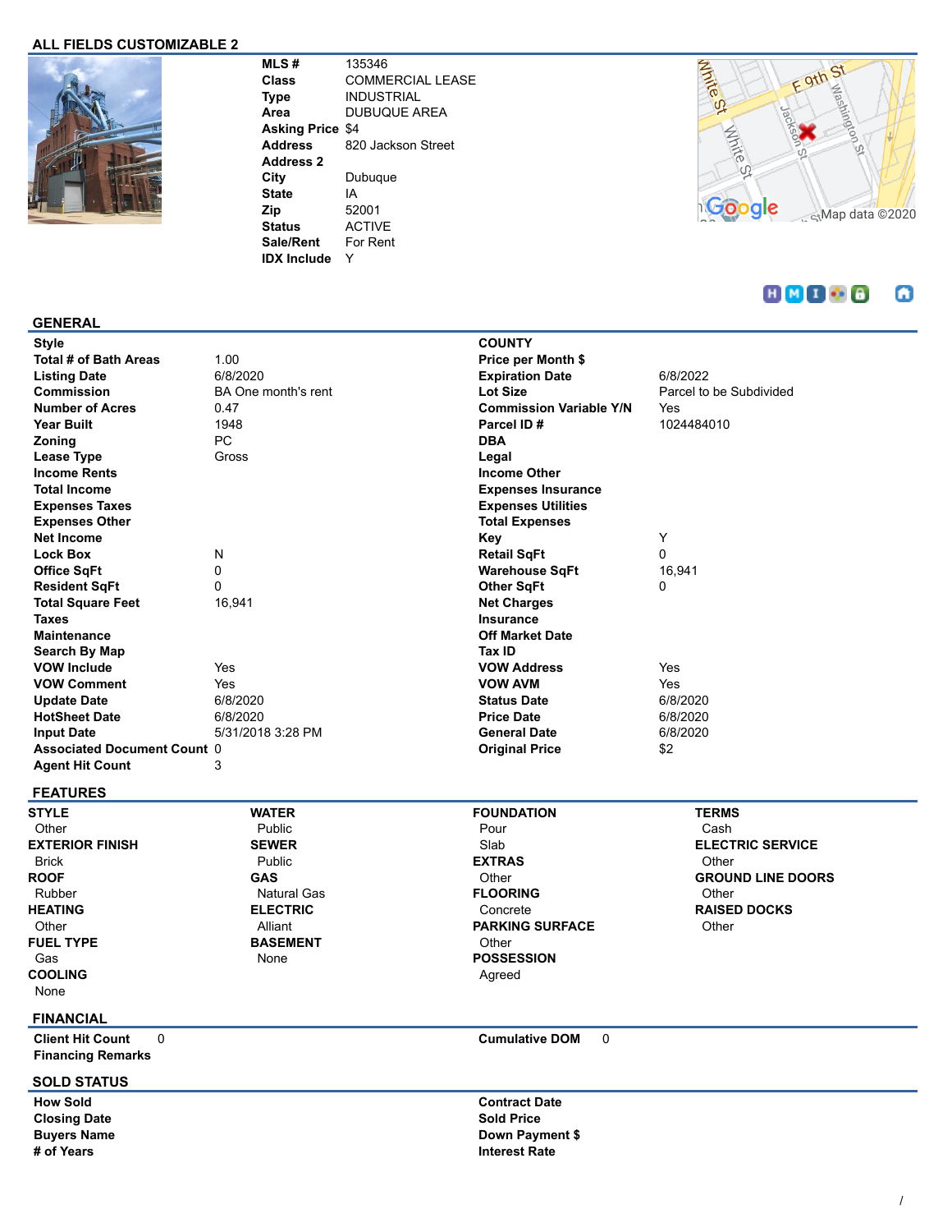## ALL FIELDS CUSTOMIZABLE 2

| | |
|---|---|
| **MLS #** | 135346 |
| **Class** | COMMERCIAL LEASE |
| **Type** | INDUSTRIAL |
| **Area** | DUBUQUE AREA |
| **Asking Price** | $4 |
| **Address** | 820 Jackson Street |
| **Address 2** | |
| **City** | Dubuque |
| **State** | IA |
| **Zip** | 52001 |
| **Status** | ACTIVE |
| **Sale/Rent** | For Rent |
| **IDX Include** | Y |

## GENERAL

| | | | |
|---|---|---|---|
| **Style** | | **COUNTY** | |
| **Total # of Bath Areas** | 1.00 | **Price per Month $** | |
| **Listing Date** | 6/8/2020 | **Expiration Date** | 6/8/2022 |
| **Commission** | BA One month's rent | **Lot Size** | Parcel to be Subdivided |
| **Number of Acres** | 0.47 | **Commission Variable Y/N** | Yes |
| **Year Built** | 1948 | **Parcel ID #** | 1024484010 |
| **Zoning** | PC | **DBA** | |
| **Lease Type** | Gross | **Legal** | |
| **Income Rents** | | **Income Other** | |
| **Total Income** | | **Expenses Insurance** | |
| **Expenses Taxes** | | **Expenses Utilities** | |
| **Expenses Other** | | **Total Expenses** | |
| **Net Income** | | **Key** | Y |
| **Lock Box** | N | **Retail SqFt** | 0 |
| **Office SqFt** | 0 | **Warehouse SqFt** | 16,941 |
| **Resident SqFt** | 0 | **Other SqFt** | 0 |
| **Total Square Feet** | 16,941 | **Net Charges** | |
| **Taxes** | | **Insurance** | |
| **Maintenance** | | **Off Market Date** | |
| **Search By Map** | | **Tax ID** | |
| **VOW Include** | Yes | **VOW Address** | Yes |
| **VOW Comment** | Yes | **VOW AVM** | Yes |
| **Update Date** | 6/8/2020 | **Status Date** | 6/8/2020 |
| **HotSheet Date** | 6/8/2020 | **Price Date** | 6/8/2020 |
| **Input Date** | 5/31/2018 3:28 PM | **General Date** | 6/8/2020 |
| **Associated Document Count** | 0 | **Original Price** | $2 |
| **Agent Hit Count** | 3 | | |

## FEATURES

**STYLE**
Other

**EXTERIOR FINISH**
Brick

**ROOF**
Rubber

**HEATING**
Other

**FUEL TYPE**
Gas

**COOLING**
None

**WATER**
Public

**SEWER**
Public

**GAS**
Natural Gas

**ELECTRIC**
Alliant

**BASEMENT**
None

**FOUNDATION**
Pour
Slab

**EXTRAS**
Other

**FLOORING**
Concrete

**PARKING SURFACE**
Other

**POSSESSION**
Agreed

**TERMS**
Cash

**ELECTRIC SERVICE**
Other

**GROUND LINE DOORS**
Other

**RAISED DOCKS**
Other

## FINANCIAL

| | | | |
|---|---|---|---|
| **Client Hit Count** | 0 | **Cumulative DOM** | 0 |
| **Financing Remarks** | | | |

## SOLD STATUS

| | | | |
|---|---|---|---|
| **How Sold** | | **Contract Date** | |
| **Closing Date** | | **Sold Price** | |
| **Buyers Name** | | **Down Payment $** | |
| **# of Years** | | **Interest Rate** | |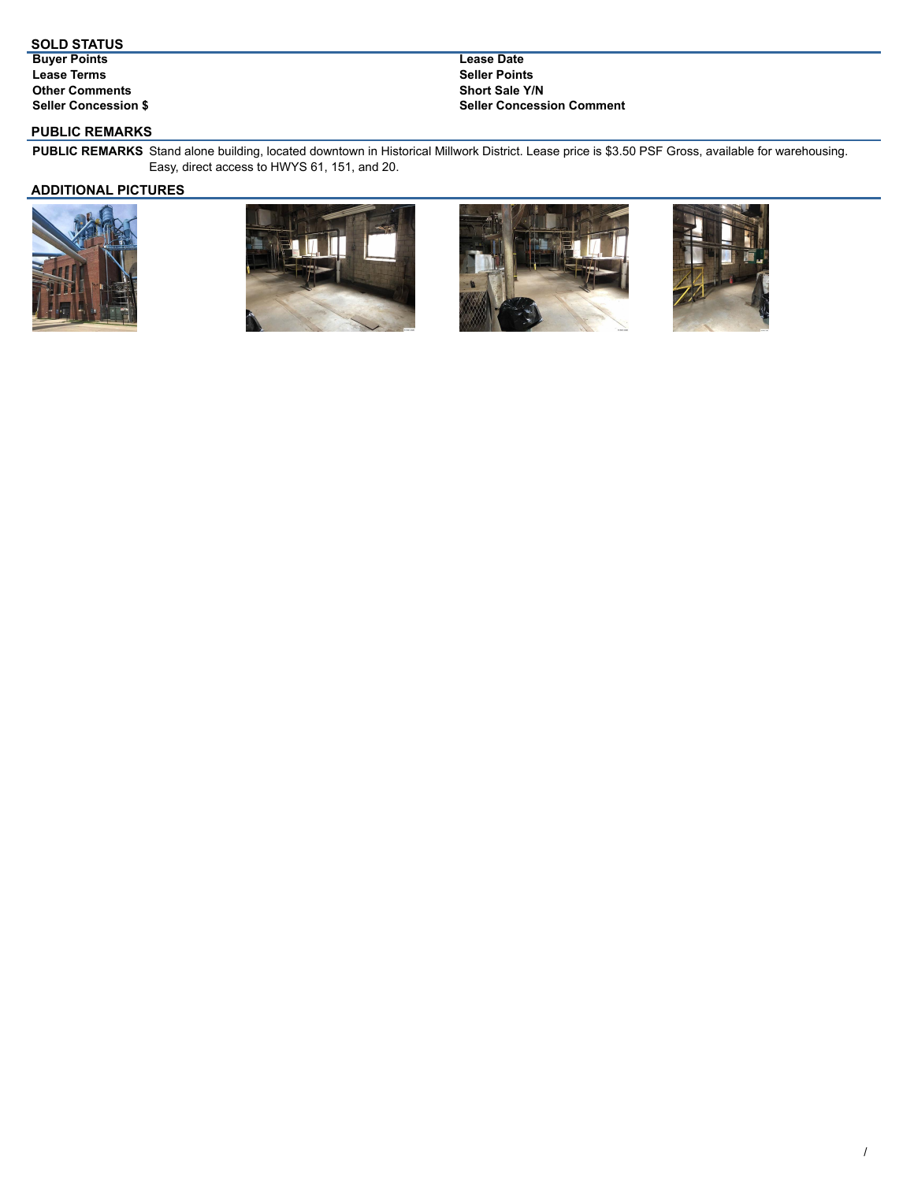## SOLD STATUS

| | |
|---|---|
| **Buyer Points** | **Lease Date** |
| **Lease Terms** | **Seller Points** |
| **Other Comments** | **Short Sale Y/N** |
| **Seller Concession $** | **Seller Concession Comment** |

## PUBLIC REMARKS

**PUBLIC REMARKS** Stand alone building, located downtown in Historical Millwork District. Lease price is $3.50 PSF Gross, available for warehousing. Easy, direct access to HWYS 61, 151, and 20.

## ADDITIONAL PICTURES